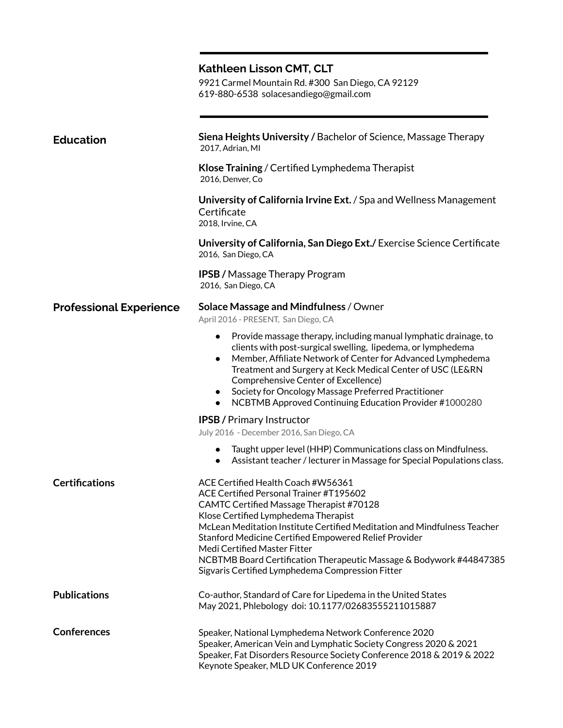# Kathleen Lisson CMT, CLT

9921 Carmel Mountain Rd. #300 San Diego, CA 92129
619-880-6538 solacesandiego@gmail.com

## Education

**Siena Heights University /** Bachelor of Science, Massage Therapy
2017, Adrian, MI

**Klose Training** / Certified Lymphedema Therapist
2016, Denver, Co

**University of California Irvine Ext.** / Spa and Wellness Management Certificate
2018, Irvine, CA

**University of California, San Diego Ext./** Exercise Science Certificate
2016, San Diego, CA

**IPSB /** Massage Therapy Program
2016, San Diego, CA

## Professional Experience

**Solace Massage and Mindfulness** / Owner
April 2016 - PRESENT, San Diego, CA

- Provide massage therapy, including manual lymphatic drainage, to clients with post-surgical swelling, lipedema, or lymphedema
- Member, Affiliate Network of Center for Advanced Lymphedema Treatment and Surgery at Keck Medical Center of USC (LE&RN Comprehensive Center of Excellence)
- Society for Oncology Massage Preferred Practitioner
- NCBTMB Approved Continuing Education Provider #1000280

**IPSB /** Primary Instructor
July 2016 - December 2016, San Diego, CA

- Taught upper level (HHP) Communications class on Mindfulness.
- Assistant teacher / lecturer in Massage for Special Populations class.

## Certifications

ACE Certified Health Coach #W56361
ACE Certified Personal Trainer #T195602
CAMTC Certified Massage Therapist #70128
Klose Certified Lymphedema Therapist
McLean Meditation Institute Certified Meditation and Mindfulness Teacher
Stanford Medicine Certified Empowered Relief Provider
Medi Certified Master Fitter
NCBTMB Board Certification Therapeutic Massage & Bodywork #44847385
Sigvaris Certified Lymphedema Compression Fitter

## Publications

Co-author, Standard of Care for Lipedema in the United States
May 2021, Phlebology doi: 10.1177/02683555211015887

## Conferences

Speaker, National Lymphedema Network Conference 2020
Speaker, American Vein and Lymphatic Society Congress 2020 & 2021
Speaker, Fat Disorders Resource Society Conference 2018 & 2019 & 2022
Keynote Speaker, MLD UK Conference 2019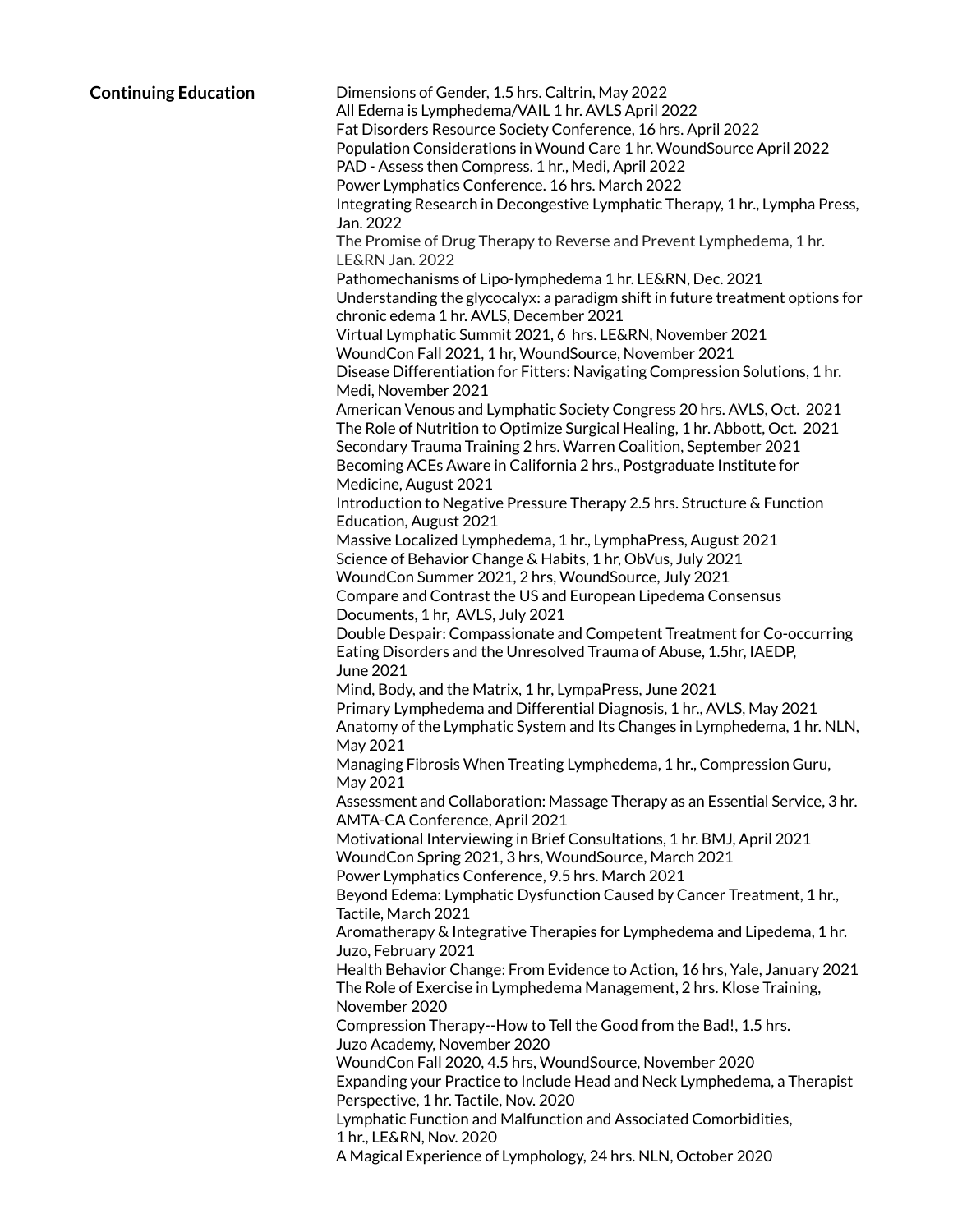**Continuing Education**

Dimensions of Gender, 1.5 hrs. Caltrin, May 2022
All Edema is Lymphedema/VAIL 1 hr. AVLS April 2022
Fat Disorders Resource Society Conference, 16 hrs. April 2022
Population Considerations in Wound Care 1 hr. WoundSource April 2022
PAD - Assess then Compress. 1 hr., Medi, April 2022
Power Lymphatics Conference. 16 hrs. March 2022
Integrating Research in Decongestive Lymphatic Therapy, 1 hr., Lympha Press, Jan. 2022
The Promise of Drug Therapy to Reverse and Prevent Lymphedema, 1 hr. LE&RN Jan. 2022
Pathomechanisms of Lipo-lymphedema 1 hr. LE&RN, Dec. 2021
Understanding the glycocalyx: a paradigm shift in future treatment options for chronic edema 1 hr. AVLS, December 2021
Virtual Lymphatic Summit 2021, 6 hrs. LE&RN, November 2021
WoundCon Fall 2021, 1 hr, WoundSource, November 2021
Disease Differentiation for Fitters: Navigating Compression Solutions, 1 hr. Medi, November 2021
American Venous and Lymphatic Society Congress 20 hrs. AVLS, Oct. 2021
The Role of Nutrition to Optimize Surgical Healing, 1 hr. Abbott, Oct. 2021
Secondary Trauma Training 2 hrs. Warren Coalition, September 2021
Becoming ACEs Aware in California 2 hrs., Postgraduate Institute for Medicine, August 2021
Introduction to Negative Pressure Therapy 2.5 hrs. Structure & Function Education, August 2021
Massive Localized Lymphedema, 1 hr., LymphaPress, August 2021
Science of Behavior Change & Habits, 1 hr, ObVus, July 2021
WoundCon Summer 2021, 2 hrs, WoundSource, July 2021
Compare and Contrast the US and European Lipedema Consensus Documents, 1 hr, AVLS, July 2021
Double Despair: Compassionate and Competent Treatment for Co-occurring Eating Disorders and the Unresolved Trauma of Abuse, 1.5hr, IAEDP, June 2021
Mind, Body, and the Matrix, 1 hr, LympaPress, June 2021
Primary Lymphedema and Differential Diagnosis, 1 hr., AVLS, May 2021
Anatomy of the Lymphatic System and Its Changes in Lymphedema, 1 hr. NLN, May 2021
Managing Fibrosis When Treating Lymphedema, 1 hr., Compression Guru, May 2021
Assessment and Collaboration: Massage Therapy as an Essential Service, 3 hr. AMTA-CA Conference, April 2021
Motivational Interviewing in Brief Consultations, 1 hr. BMJ, April 2021
WoundCon Spring 2021, 3 hrs, WoundSource, March 2021
Power Lymphatics Conference, 9.5 hrs. March 2021
Beyond Edema: Lymphatic Dysfunction Caused by Cancer Treatment, 1 hr., Tactile, March 2021
Aromatherapy & Integrative Therapies for Lymphedema and Lipedema, 1 hr. Juzo, February 2021
Health Behavior Change: From Evidence to Action, 16 hrs, Yale, January 2021
The Role of Exercise in Lymphedema Management, 2 hrs. Klose Training, November 2020
Compression Therapy--How to Tell the Good from the Bad!, 1.5 hrs. Juzo Academy, November 2020
WoundCon Fall 2020, 4.5 hrs, WoundSource, November 2020
Expanding your Practice to Include Head and Neck Lymphedema, a Therapist Perspective, 1 hr. Tactile, Nov. 2020
Lymphatic Function and Malfunction and Associated Comorbidities, 1 hr., LE&RN, Nov. 2020
A Magical Experience of Lymphology, 24 hrs. NLN, October 2020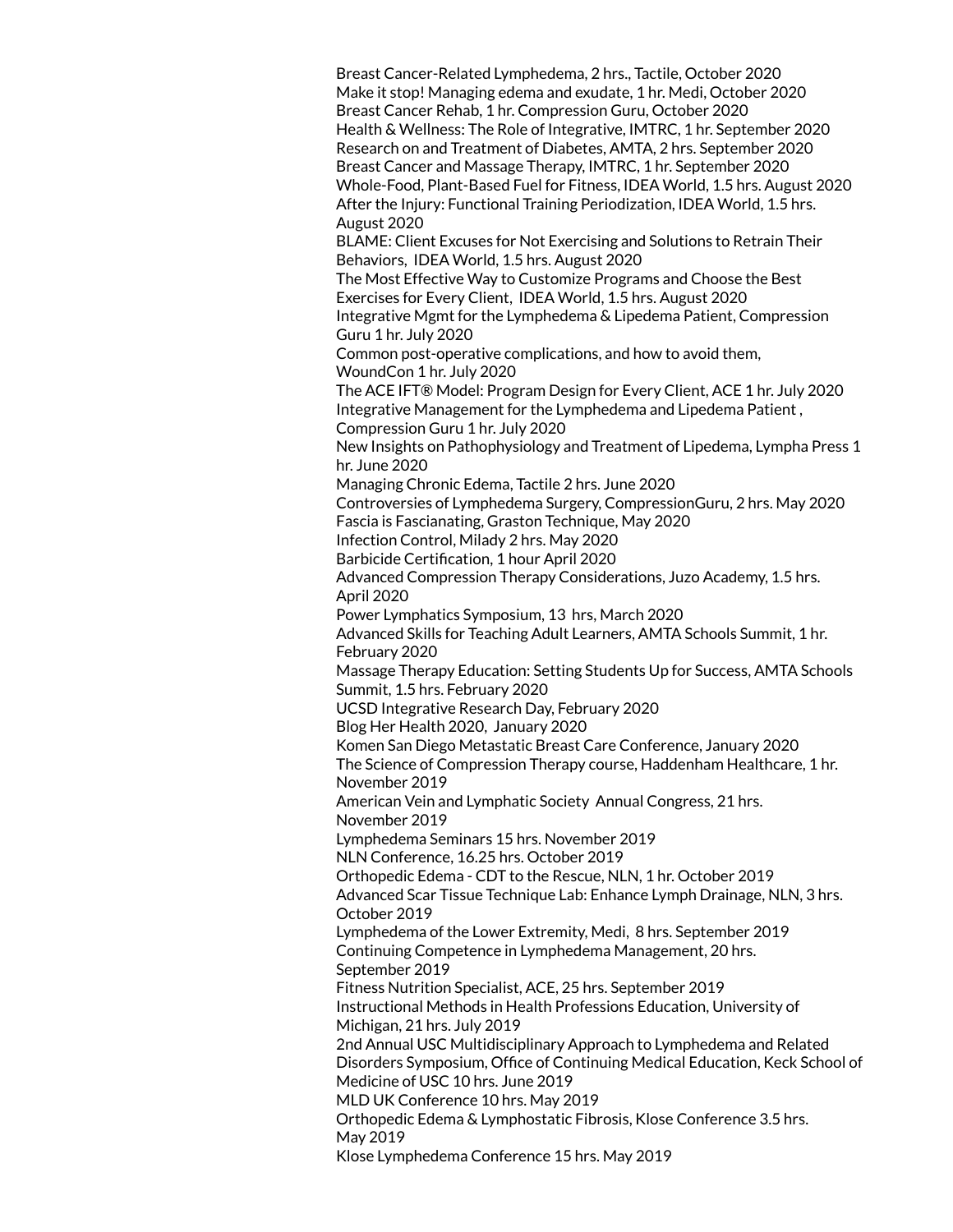Breast Cancer-Related Lymphedema, 2 hrs., Tactile, October 2020
Make it stop! Managing edema and exudate, 1 hr. Medi, October 2020
Breast Cancer Rehab, 1 hr. Compression Guru, October 2020
Health & Wellness: The Role of Integrative, IMTRC, 1 hr. September 2020
Research on and Treatment of Diabetes, AMTA, 2 hrs. September 2020
Breast Cancer and Massage Therapy, IMTRC, 1 hr. September 2020
Whole-Food, Plant-Based Fuel for Fitness, IDEA World, 1.5 hrs. August 2020
After the Injury: Functional Training Periodization, IDEA World, 1.5 hrs. August 2020
BLAME: Client Excuses for Not Exercising and Solutions to Retrain Their Behaviors, IDEA World, 1.5 hrs. August 2020
The Most Effective Way to Customize Programs and Choose the Best Exercises for Every Client, IDEA World, 1.5 hrs. August 2020
Integrative Mgmt for the Lymphedema & Lipedema Patient, Compression Guru 1 hr. July 2020
Common post-operative complications, and how to avoid them, WoundCon 1 hr. July 2020
The ACE IFT® Model: Program Design for Every Client, ACE 1 hr. July 2020
Integrative Management for the Lymphedema and Lipedema Patient , Compression Guru 1 hr. July 2020
New Insights on Pathophysiology and Treatment of Lipedema, Lympha Press 1 hr. June 2020
Managing Chronic Edema, Tactile 2 hrs. June 2020
Controversies of Lymphedema Surgery, CompressionGuru, 2 hrs. May 2020
Fascia is Fascianating, Graston Technique, May 2020
Infection Control, Milady 2 hrs. May 2020
Barbicide Certification, 1 hour April 2020
Advanced Compression Therapy Considerations, Juzo Academy, 1.5 hrs. April 2020
Power Lymphatics Symposium, 13 hrs, March 2020
Advanced Skills for Teaching Adult Learners, AMTA Schools Summit, 1 hr. February 2020
Massage Therapy Education: Setting Students Up for Success, AMTA Schools Summit, 1.5 hrs. February 2020
UCSD Integrative Research Day, February 2020
Blog Her Health 2020, January 2020
Komen San Diego Metastatic Breast Care Conference, January 2020
The Science of Compression Therapy course, Haddenham Healthcare, 1 hr. November 2019
American Vein and Lymphatic Society Annual Congress, 21 hrs. November 2019
Lymphedema Seminars 15 hrs. November 2019
NLN Conference, 16.25 hrs. October 2019
Orthopedic Edema - CDT to the Rescue, NLN, 1 hr. October 2019
Advanced Scar Tissue Technique Lab: Enhance Lymph Drainage, NLN, 3 hrs. October 2019
Lymphedema of the Lower Extremity, Medi, 8 hrs. September 2019
Continuing Competence in Lymphedema Management, 20 hrs. September 2019
Fitness Nutrition Specialist, ACE, 25 hrs. September 2019
Instructional Methods in Health Professions Education, University of Michigan, 21 hrs. July 2019
2nd Annual USC Multidisciplinary Approach to Lymphedema and Related Disorders Symposium, Office of Continuing Medical Education, Keck School of Medicine of USC 10 hrs. June 2019
MLD UK Conference 10 hrs. May 2019
Orthopedic Edema & Lymphostatic Fibrosis, Klose Conference 3.5 hrs. May 2019
Klose Lymphedema Conference 15 hrs. May 2019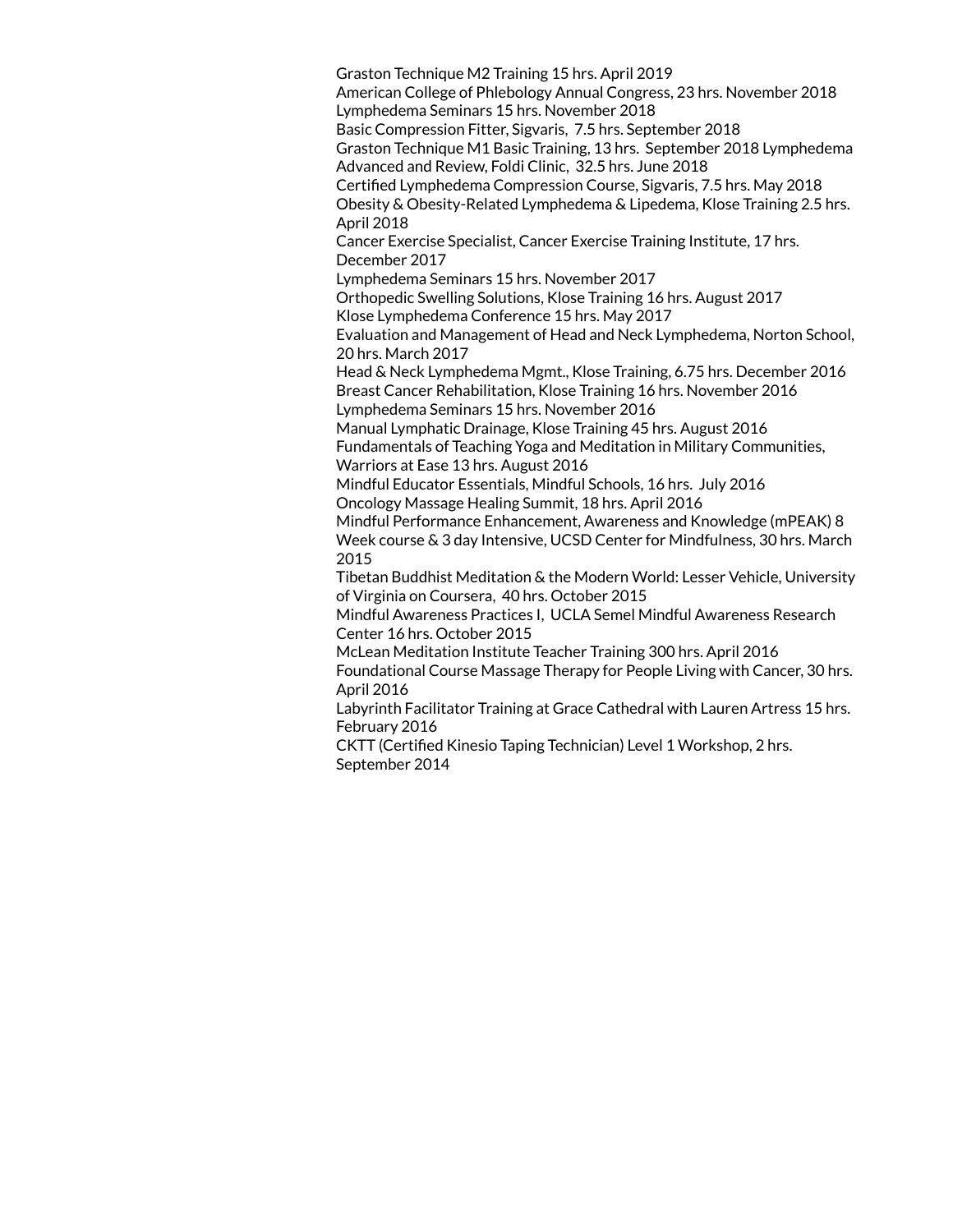Graston Technique M2 Training 15 hrs. April 2019
American College of Phlebology Annual Congress, 23 hrs. November 2018
Lymphedema Seminars 15 hrs. November 2018
Basic Compression Fitter, Sigvaris, 7.5 hrs. September 2018
Graston Technique M1 Basic Training, 13 hrs. September 2018
Lymphedema Advanced and Review, Foldi Clinic, 32.5 hrs. June 2018
Certified Lymphedema Compression Course, Sigvaris, 7.5 hrs. May 2018
Obesity & Obesity-Related Lymphedema & Lipedema, Klose Training 2.5 hrs. April 2018
Cancer Exercise Specialist, Cancer Exercise Training Institute, 17 hrs. December 2017
Lymphedema Seminars 15 hrs. November 2017
Orthopedic Swelling Solutions, Klose Training 16 hrs. August 2017
Klose Lymphedema Conference 15 hrs. May 2017
Evaluation and Management of Head and Neck Lymphedema, Norton School, 20 hrs. March 2017
Head & Neck Lymphedema Mgmt., Klose Training, 6.75 hrs. December 2016
Breast Cancer Rehabilitation, Klose Training 16 hrs. November 2016
Lymphedema Seminars 15 hrs. November 2016
Manual Lymphatic Drainage, Klose Training 45 hrs. August 2016
Fundamentals of Teaching Yoga and Meditation in Military Communities, Warriors at Ease 13 hrs. August 2016
Mindful Educator Essentials, Mindful Schools, 16 hrs. July 2016
Oncology Massage Healing Summit, 18 hrs. April 2016
Mindful Performance Enhancement, Awareness and Knowledge (mPEAK) 8 Week course & 3 day Intensive, UCSD Center for Mindfulness, 30 hrs. March 2015
Tibetan Buddhist Meditation & the Modern World: Lesser Vehicle, University of Virginia on Coursera, 40 hrs. October 2015
Mindful Awareness Practices I, UCLA Semel Mindful Awareness Research Center 16 hrs. October 2015
McLean Meditation Institute Teacher Training 300 hrs. April 2016
Foundational Course Massage Therapy for People Living with Cancer, 30 hrs. April 2016
Labyrinth Facilitator Training at Grace Cathedral with Lauren Artress 15 hrs. February 2016
CKTT (Certified Kinesio Taping Technician) Level 1 Workshop, 2 hrs. September 2014